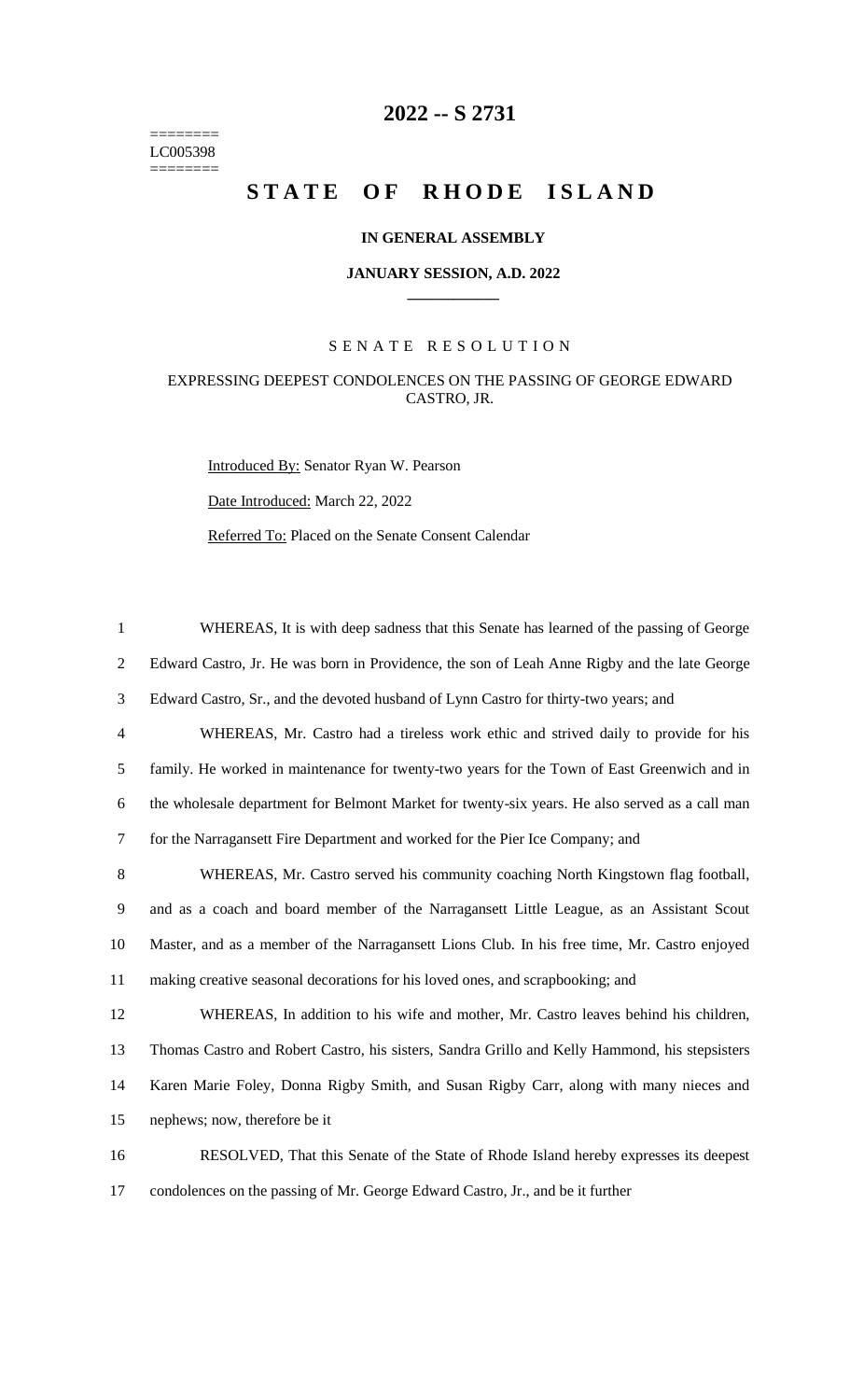========
LC005398
========

# 2022 -- S 2731

# STATE OF RHODE ISLAND

## IN GENERAL ASSEMBLY

## JANUARY SESSION, A.D. 2022

### SENATE RESOLUTION

### EXPRESSING DEEPEST CONDOLENCES ON THE PASSING OF GEORGE EDWARD CASTRO, JR.

Introduced By: Senator Ryan W. Pearson

Date Introduced: March 22, 2022

Referred To: Placed on the Senate Consent Calendar

1 WHEREAS, It is with deep sadness that this Senate has learned of the passing of George
2 Edward Castro, Jr. He was born in Providence, the son of Leah Anne Rigby and the late George
3 Edward Castro, Sr., and the devoted husband of Lynn Castro for thirty-two years; and

4 WHEREAS, Mr. Castro had a tireless work ethic and strived daily to provide for his
5 family. He worked in maintenance for twenty-two years for the Town of East Greenwich and in
6 the wholesale department for Belmont Market for twenty-six years. He also served as a call man
7 for the Narragansett Fire Department and worked for the Pier Ice Company; and

8 WHEREAS, Mr. Castro served his community coaching North Kingstown flag football,
9 and as a coach and board member of the Narragansett Little League, as an Assistant Scout
10 Master, and as a member of the Narragansett Lions Club. In his free time, Mr. Castro enjoyed
11 making creative seasonal decorations for his loved ones, and scrapbooking; and

12 WHEREAS, In addition to his wife and mother, Mr. Castro leaves behind his children,
13 Thomas Castro and Robert Castro, his sisters, Sandra Grillo and Kelly Hammond, his stepsisters
14 Karen Marie Foley, Donna Rigby Smith, and Susan Rigby Carr, along with many nieces and
15 nephews; now, therefore be it

16 RESOLVED, That this Senate of the State of Rhode Island hereby expresses its deepest
17 condolences on the passing of Mr. George Edward Castro, Jr., and be it further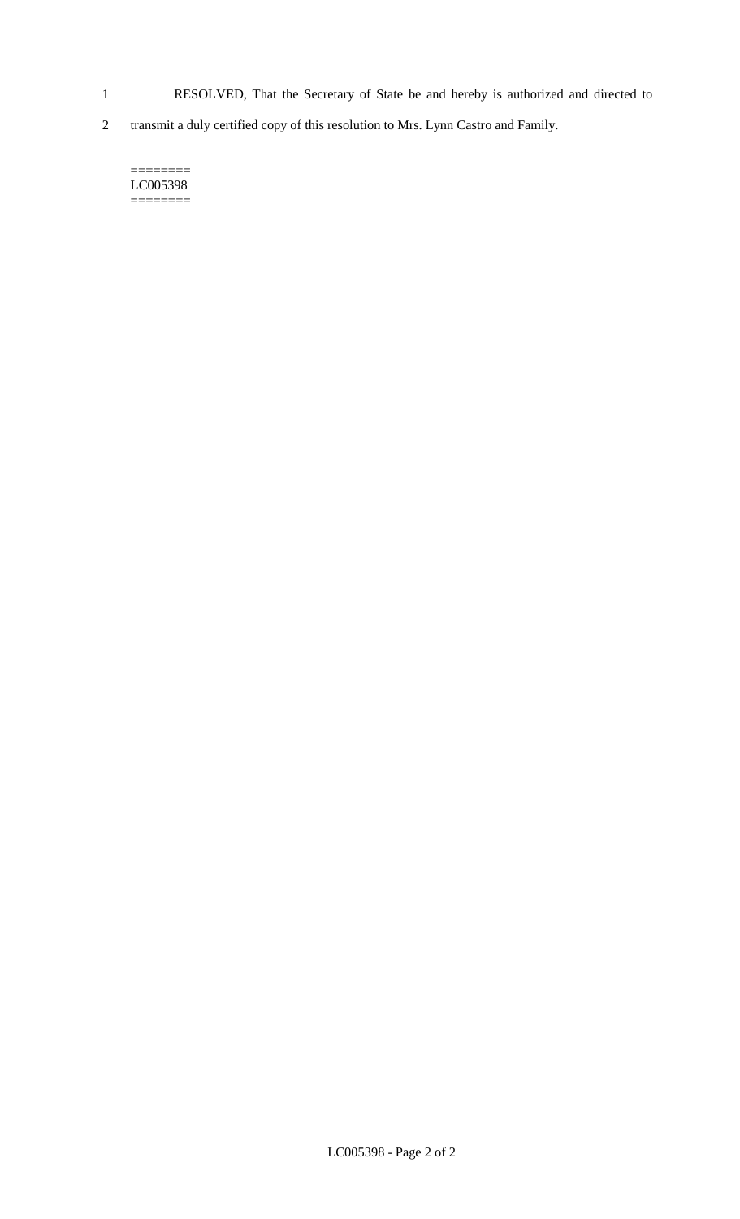RESOLVED, That the Secretary of State be and hereby is authorized and directed to transmit a duly certified copy of this resolution to Mrs. Lynn Castro and Family.

========
LC005398
========